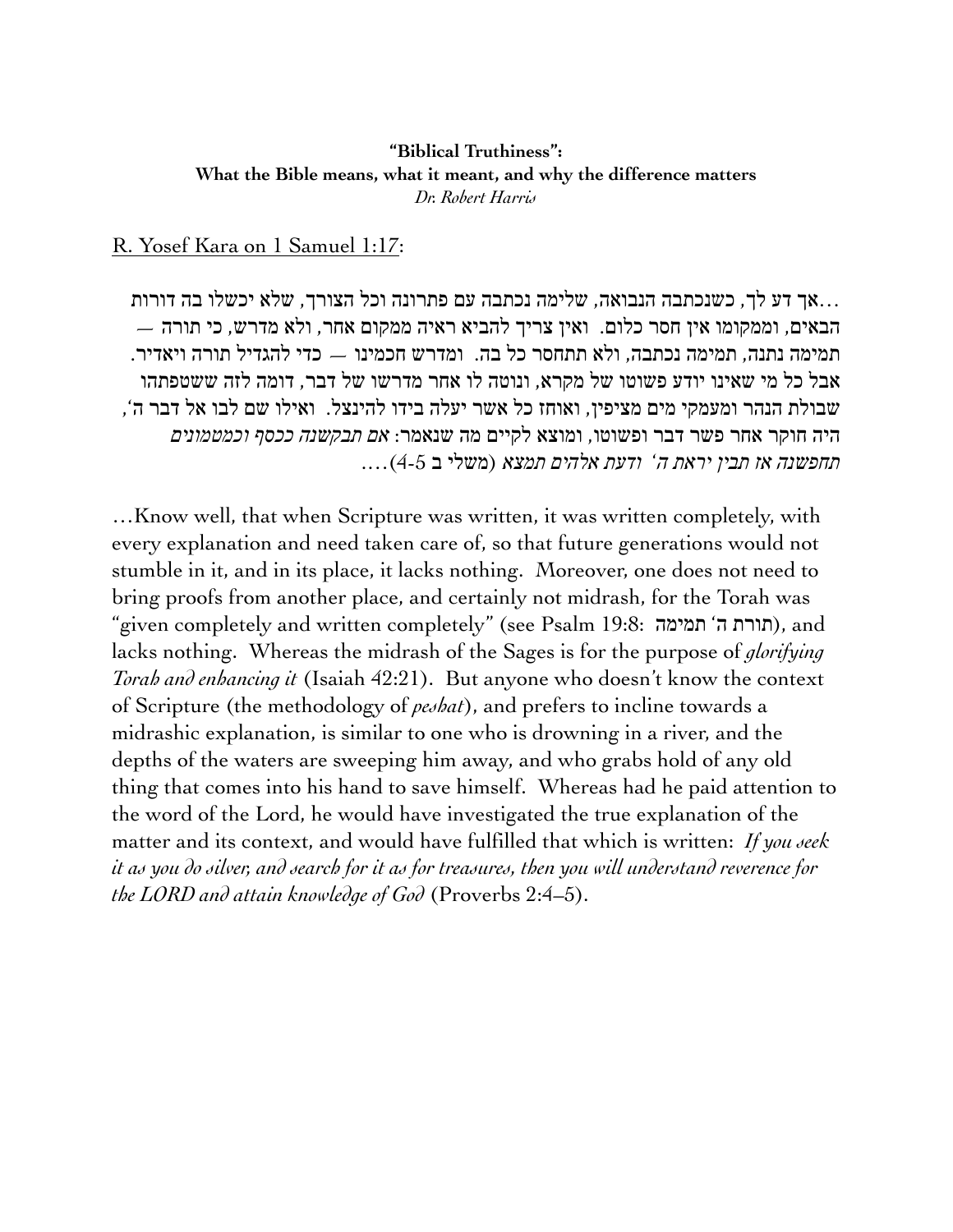**"Biblical Truthiness": What the Bible means, what it meant, and why the difference matters**

*Dr. Robert Harris*

R. Yosef Kara on 1 Samuel 1:17:

...אך דע לך, כשנכתבה הנבואה, שלימה נכתבה עם פתרונה וכל הצורך, שלא יכשלו בה דורות הבאים, וממקומו אין חסר כלום. ואין צריך להביא ראיה ממקום אחר, ולא מדרש, כי תורה — תמימה נתנה, תמימה נכתבה, ולא תתחסר כל בה. ומדרש חכמינו — כדי להגדיל תורה ויאדיר. אבל כל מי שאינו יודע פשוטו של מקרא, ונוטה לו אחר מדרשו של דבר, דומה לזה ששטפתהו שבולת הנהר ומעמקי מים מציפין, ואוחז כל אשר יעלה בידו להינצל. ואילו שם לבו אל דבר ה', היה חוקר אחר פשר דבר ופשוטו, ומוצא לקיים מה שנאמר: *אם תבקשנה ככסף וכמטמונים תחפשנה אז תבין יראת ה' ודעת אלהים תמצא* (משלי ב 4-5)....

...Know well, that when Scripture was written, it was written completely, with every explanation and need taken care of, so that future generations would not stumble in it, and in its place, it lacks nothing. Moreover, one does not need to bring proofs from another place, and certainly not midrash, for the Torah was "given completely and written completely" (see Psalm 19:8: תורת ה' תמימה), and lacks nothing. Whereas the midrash of the Sages is for the purpose of *glorifying Torah and enhancing it* (Isaiah 42:21). But anyone who doesn't know the context of Scripture (the methodology of *peshat*), and prefers to incline towards a midrashic explanation, is similar to one who is drowning in a river, and the depths of the waters are sweeping him away, and who grabs hold of any old thing that comes into his hand to save himself. Whereas had he paid attention to the word of the Lord, he would have investigated the true explanation of the matter and its context, and would have fulfilled that which is written: *If you seek it as you do silver, and search for it as for treasures, then you will understand reverence for the LORD and attain knowledge of God* (Proverbs 2:4–5).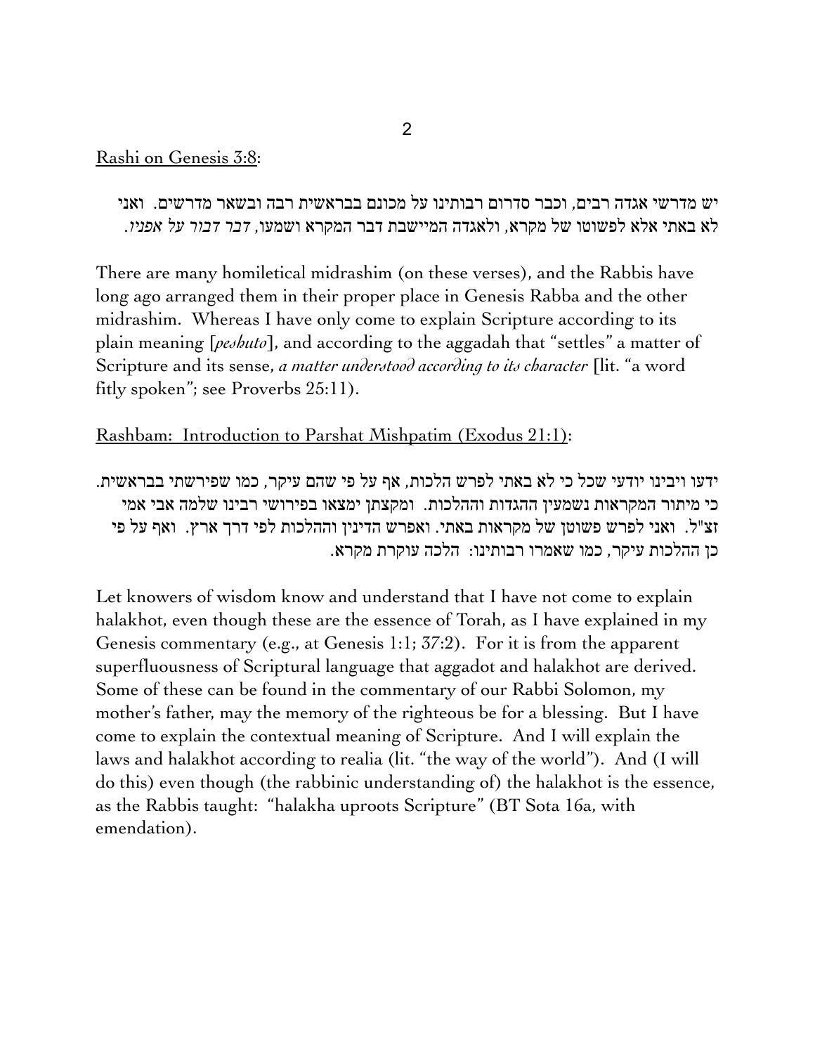Rashi on Genesis 3:8:

יש מדרשי אגדה רבים, וכבר סדרום רבותינו על מכונם בבראשית רבה ובשאר מדרשים. ואני לא באתי אלא לפשוטו של מקרא, ולאגדה המיישבת דבר המקרא ושמעו, *דבר דבור על אפניו*.

There are many homiletical midrashim (on these verses), and the Rabbis have long ago arranged them in their proper place in Genesis Rabba and the other midrashim. Whereas I have only come to explain Scripture according to its plain meaning [*peshuto*], and according to the aggadah that "settles" a matter of Scripture and its sense, *a matter understood according to its character* [lit. "a word fitly spoken"; see Proverbs 25:11).

Rashbam: Introduction to Parshat Mishpatim (Exodus 21:1):

ידעו ויבינו יודעי שכל כי לא באתי לפרש הלכות, אף על פי שהם עיקר, כמו שפירשתי בבראשית. כי מיתור המקראות נשמעין ההגדות וההלכות. ומקצתן ימצאו בפירושי רבינו שלמה אבי אמי זצ"ל. ואני לפרש פשוטן של מקראות באתי. ואפרש הדינין וההלכות לפי דרך ארץ. ואף על פי כן ההלכות עיקר, כמו שאמרו רבותינו: הלכה עוקרת מקרא.

Let knowers of wisdom know and understand that I have not come to explain halakhot, even though these are the essence of Torah, as I have explained in my Genesis commentary (e.g., at Genesis 1:1; 37:2). For it is from the apparent superfluousness of Scriptural language that aggadot and halakhot are derived. Some of these can be found in the commentary of our Rabbi Solomon, my mother's father, may the memory of the righteous be for a blessing. But I have come to explain the contextual meaning of Scripture. And I will explain the laws and halakhot according to realia (lit. "the way of the world"). And (I will do this) even though (the rabbinic understanding of) the halakhot is the essence, as the Rabbis taught: "halakha uproots Scripture" (BT Sota 16a, with emendation).